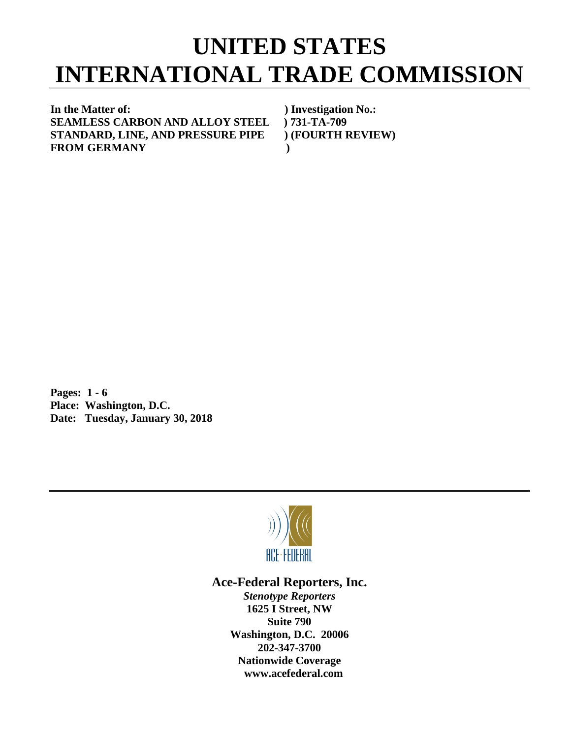# UNITED STATES INTERNATIONAL TRADE COMMISSION

**In the Matter of:** ) **Investigation No.:**
**SEAMLESS CARBON AND ALLOY STEEL** ) **731-TA-709**
**STANDARD, LINE, AND PRESSURE PIPE** ) **(FOURTH REVIEW)**
**FROM GERMANY** )

**Pages: 1 - 6**
**Place: Washington, D.C.**
**Date: Tuesday, January 30, 2018**

ACE·FEDERAL

**Ace-Federal Reporters, Inc.**
***Stenotype Reporters***
**1625 I Street, NW**
**Suite 790**
**Washington, D.C. 20006**
**202-347-3700**
**Nationwide Coverage**
**www.acefederal.com**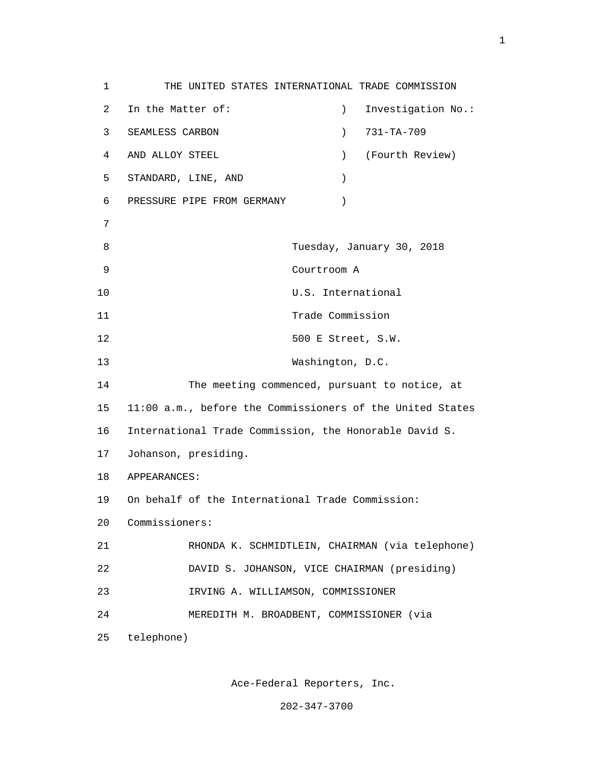1 THE UNITED STATES INTERNATIONAL TRADE COMMISSION

2 In the Matter of: ) Investigation No.:

3 SEAMLESS CARBON ) 731-TA-709

4 AND ALLOY STEEL ) (Fourth Review)

5 STANDARD, LINE, AND )

6 PRESSURE PIPE FROM GERMANY )

7

8 Tuesday, January 30, 2018

9 Courtroom A

10 U.S. International

11 Trade Commission

12 500 E Street, S.W.

13 Washington, D.C.

14 The meeting commenced, pursuant to notice, at

15 11:00 a.m., before the Commissioners of the United States

16 International Trade Commission, the Honorable David S.

17 Johanson, presiding.

18 APPEARANCES:

19 On behalf of the International Trade Commission:

20 Commissioners:

21 RHONDA K. SCHMIDTLEIN, CHAIRMAN (via telephone)

22 DAVID S. JOHANSON, VICE CHAIRMAN (presiding)

23 IRVING A. WILLIAMSON, COMMISSIONER

24 MEREDITH M. BROADBENT, COMMISSIONER (via

25 telephone)

Ace-Federal Reporters, Inc.

202-347-3700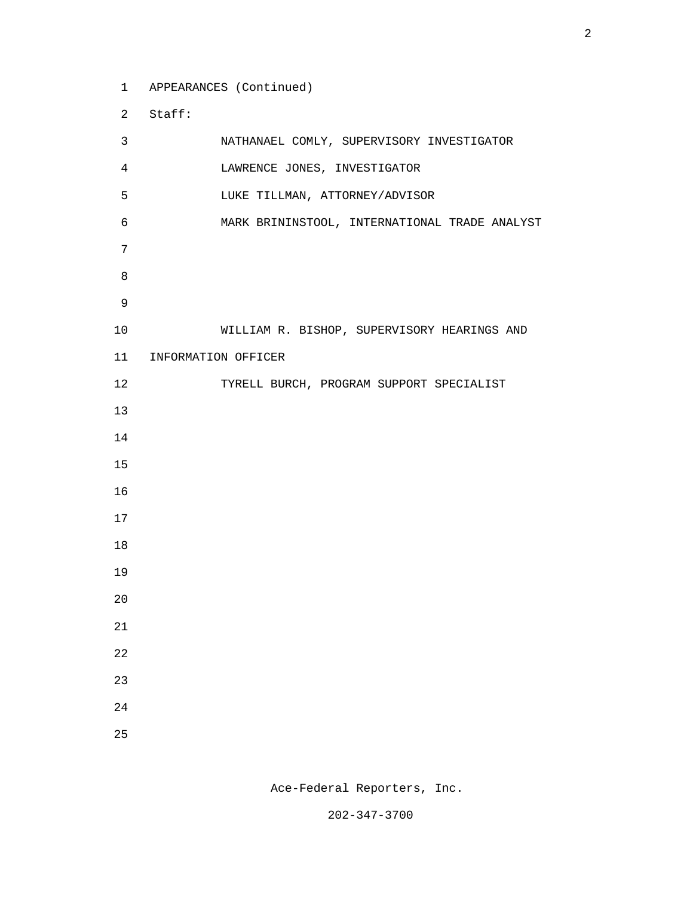APPEARANCES (Continued)

Staff:

NATHANAEL COMLY, SUPERVISORY INVESTIGATOR

LAWRENCE JONES, INVESTIGATOR

LUKE TILLMAN, ATTORNEY/ADVISOR

MARK BRININSTOOL, INTERNATIONAL TRADE ANALYST

WILLIAM R. BISHOP, SUPERVISORY HEARINGS AND INFORMATION OFFICER

TYRELL BURCH, PROGRAM SUPPORT SPECIALIST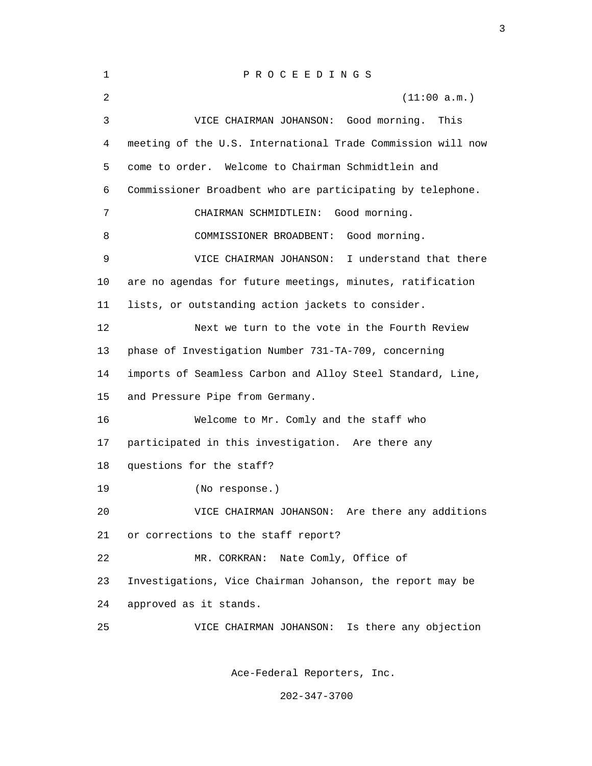P R O C E E D I N G S

(11:00 a.m.)

VICE CHAIRMAN JOHANSON: Good morning. This meeting of the U.S. International Trade Commission will now come to order. Welcome to Chairman Schmidtlein and Commissioner Broadbent who are participating by telephone.

CHAIRMAN SCHMIDTLEIN: Good morning.

COMMISSIONER BROADBENT: Good morning.

VICE CHAIRMAN JOHANSON: I understand that there are no agendas for future meetings, minutes, ratification lists, or outstanding action jackets to consider.

Next we turn to the vote in the Fourth Review phase of Investigation Number 731-TA-709, concerning imports of Seamless Carbon and Alloy Steel Standard, Line, and Pressure Pipe from Germany.

Welcome to Mr. Comly and the staff who participated in this investigation. Are there any questions for the staff?

(No response.)

VICE CHAIRMAN JOHANSON: Are there any additions or corrections to the staff report?

MR. CORKRAN: Nate Comly, Office of Investigations, Vice Chairman Johanson, the report may be approved as it stands.

VICE CHAIRMAN JOHANSON: Is there any objection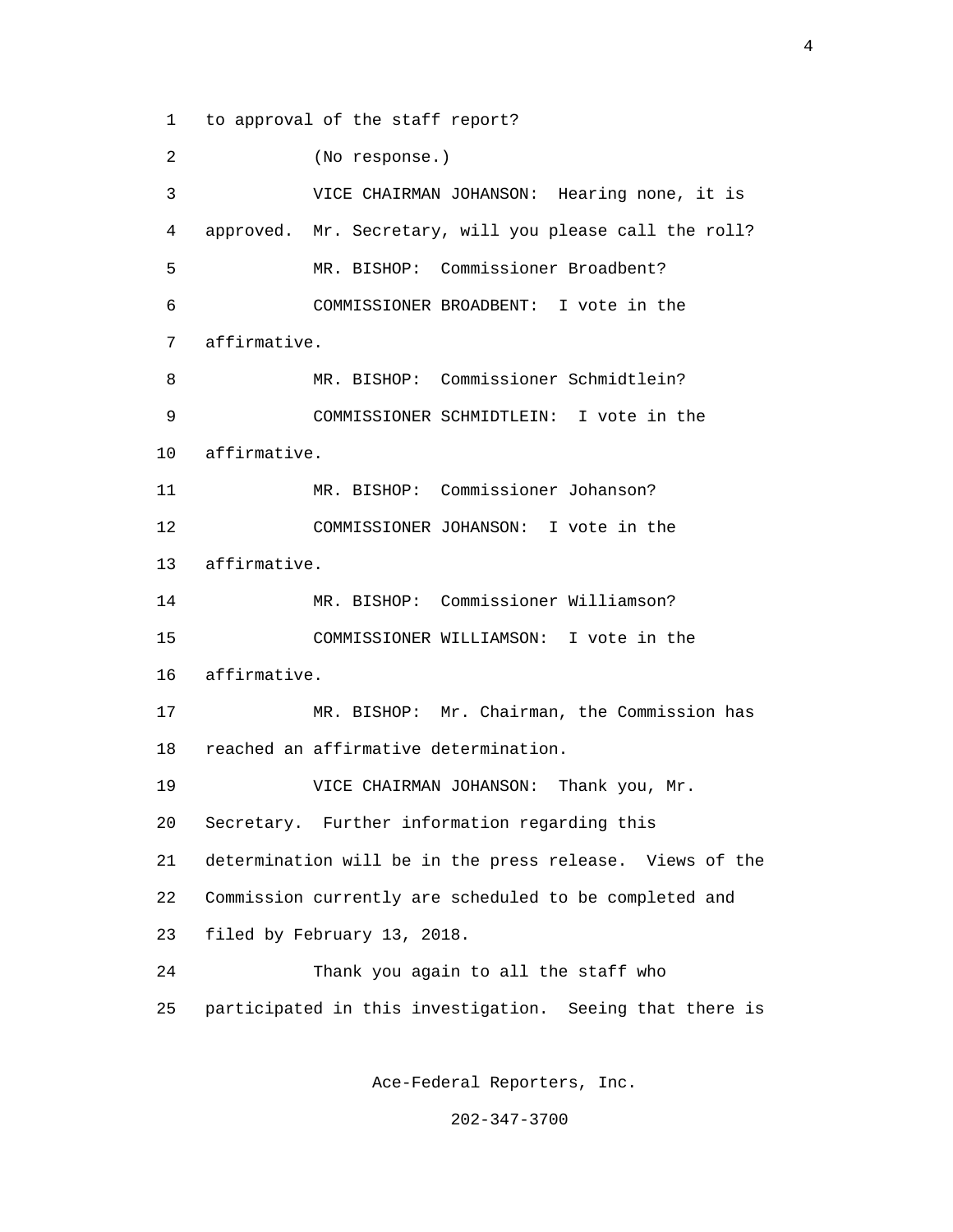to approval of the staff report?

(No response.)

VICE CHAIRMAN JOHANSON: Hearing none, it is approved. Mr. Secretary, will you please call the roll?

MR. BISHOP: Commissioner Broadbent?

COMMISSIONER BROADBENT: I vote in the affirmative.

MR. BISHOP: Commissioner Schmidtlein?

COMMISSIONER SCHMIDTLEIN: I vote in the affirmative.

MR. BISHOP: Commissioner Johanson?

COMMISSIONER JOHANSON: I vote in the affirmative.

MR. BISHOP: Commissioner Williamson?

COMMISSIONER WILLIAMSON: I vote in the affirmative.

MR. BISHOP: Mr. Chairman, the Commission has reached an affirmative determination.

VICE CHAIRMAN JOHANSON: Thank you, Mr. Secretary. Further information regarding this determination will be in the press release. Views of the Commission currently are scheduled to be completed and filed by February 13, 2018.

Thank you again to all the staff who participated in this investigation. Seeing that there is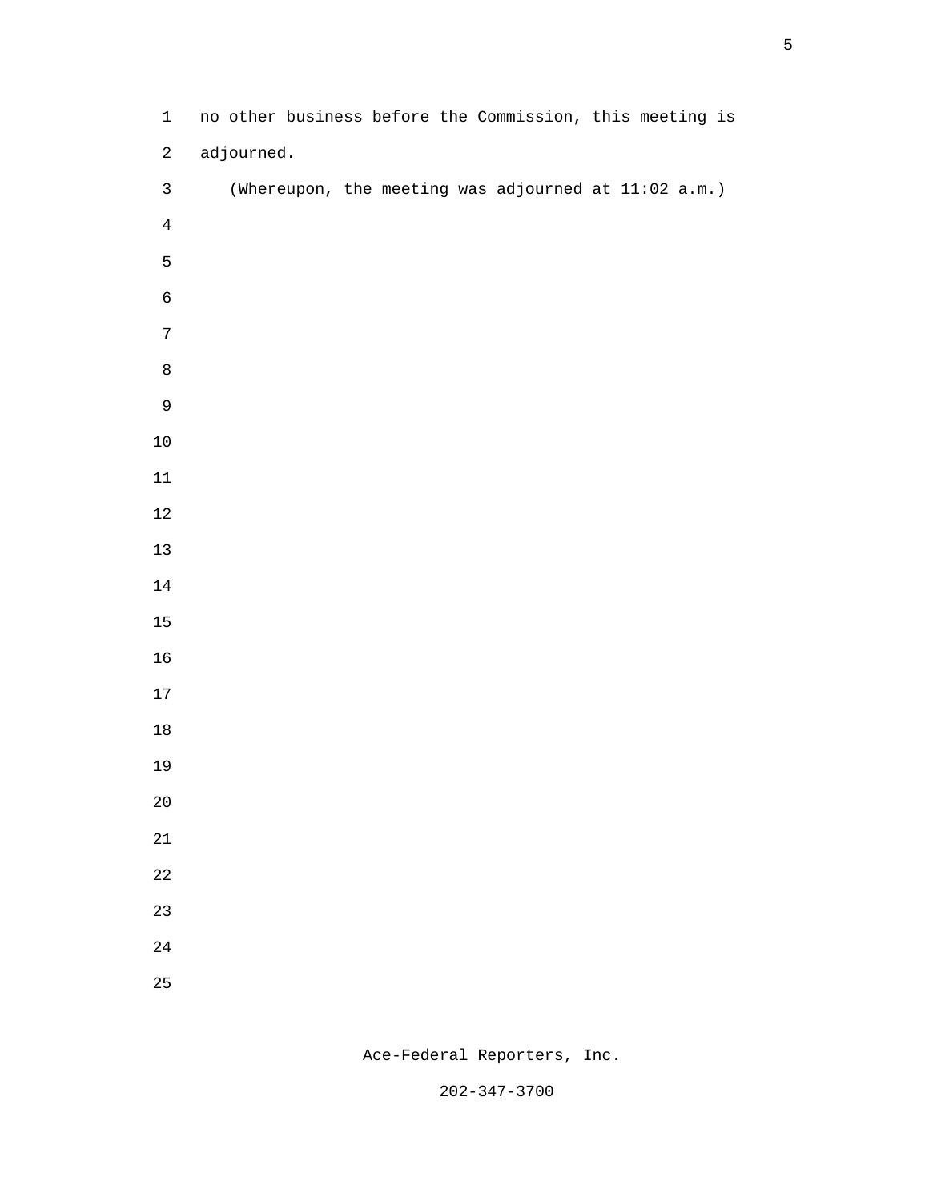no other business before the Commission, this meeting is adjourned.

(Whereupon, the meeting was adjourned at 11:02 a.m.)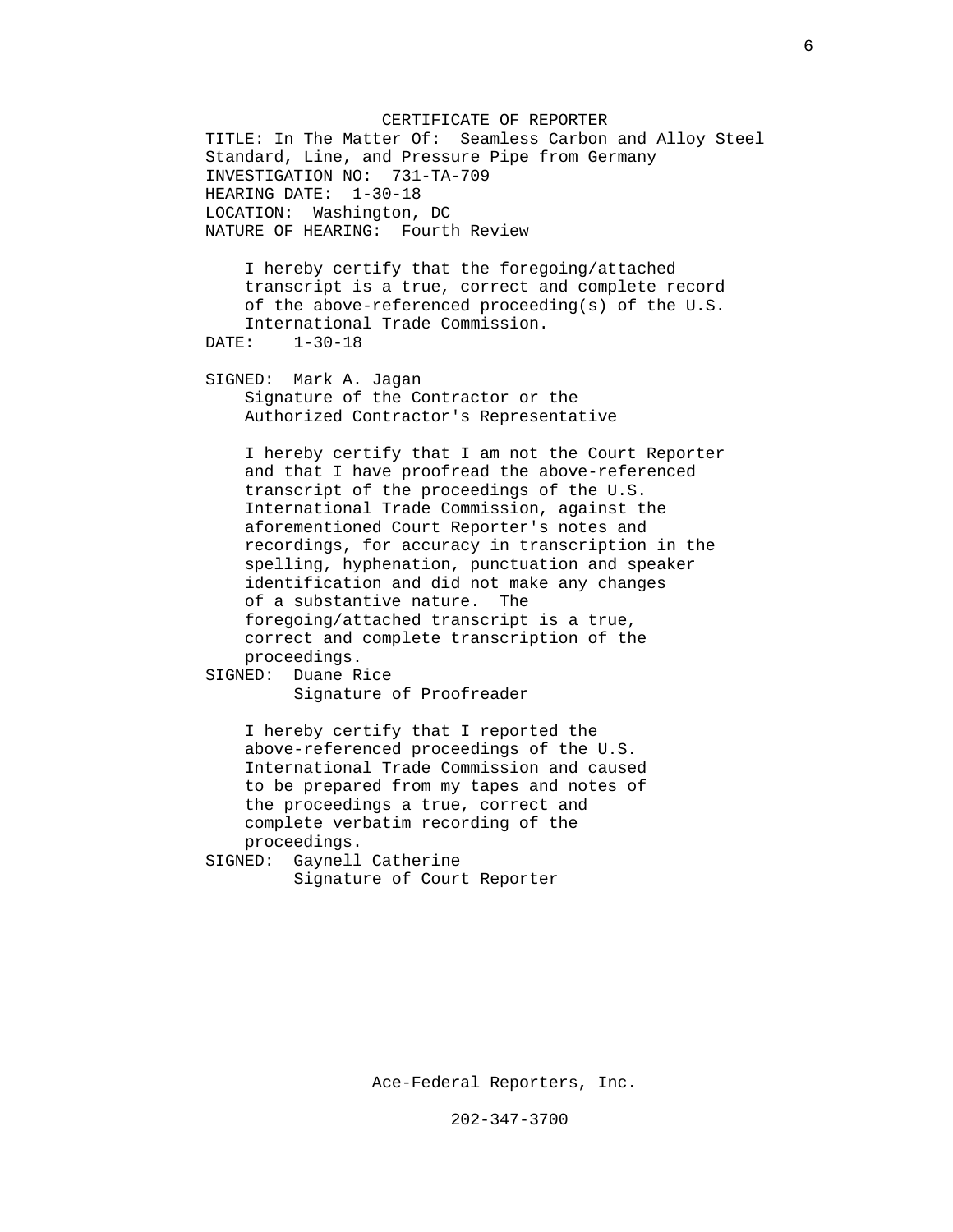# CERTIFICATE OF REPORTER

TITLE: In The Matter Of: Seamless Carbon and Alloy Steel Standard, Line, and Pressure Pipe from Germany

INVESTIGATION NO: 731-TA-709

HEARING DATE: 1-30-18

LOCATION: Washington, DC

NATURE OF HEARING: Fourth Review

I hereby certify that the foregoing/attached transcript is a true, correct and complete record of the above-referenced proceeding(s) of the U.S. International Trade Commission.

DATE: 1-30-18

SIGNED: Mark A. Jagan
Signature of the Contractor or the Authorized Contractor's Representative

I hereby certify that I am not the Court Reporter and that I have proofread the above-referenced transcript of the proceedings of the U.S. International Trade Commission, against the aforementioned Court Reporter's notes and recordings, for accuracy in transcription in the spelling, hyphenation, punctuation and speaker identification and did not make any changes of a substantive nature. The foregoing/attached transcript is a true, correct and complete transcription of the proceedings.

SIGNED: Duane Rice
Signature of Proofreader

I hereby certify that I reported the above-referenced proceedings of the U.S. International Trade Commission and caused to be prepared from my tapes and notes of the proceedings a true, correct and complete verbatim recording of the proceedings.

SIGNED: Gaynell Catherine
Signature of Court Reporter